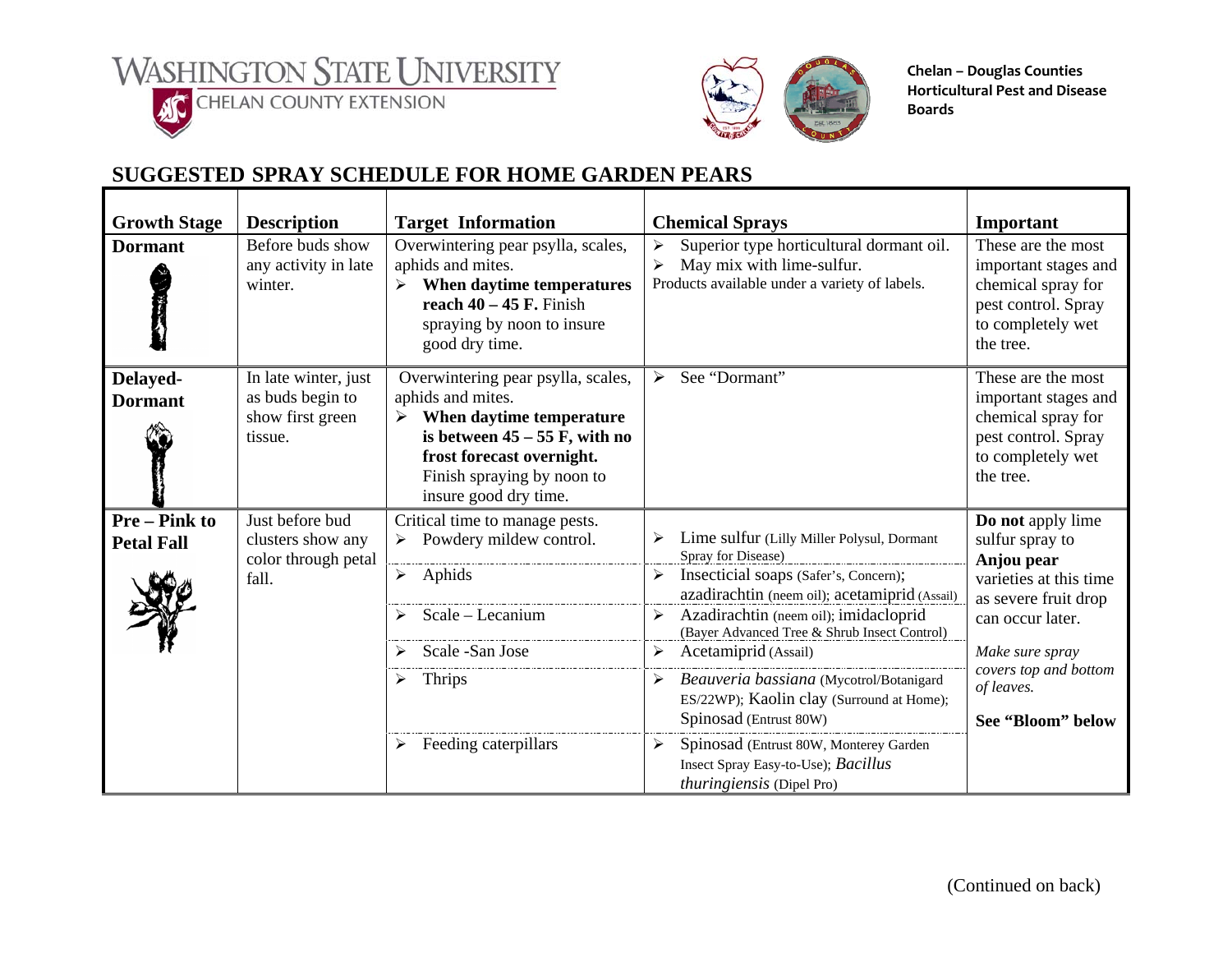Washington State University
Chelan County Extension

Chelan – Douglas Counties Horticultural Pest and Disease Boards

## SUGGESTED SPRAY SCHEDULE FOR HOME GARDEN PEARS

| Growth Stage | Description | Target Information | Chemical Sprays | Important |
|---|---|---|---|---|
| **Dormant** | Before buds show any activity in late winter. | Overwintering pear psylla, scales, aphids and mites. ➢ **When daytime temperatures reach 40 – 45 F.** Finish spraying by noon to insure good dry time. | ➢ Superior type horticultural dormant oil. ➢ May mix with lime-sulfur. Products available under a variety of labels. | These are the most important stages and chemical spray for pest control. Spray to completely wet the tree. |
| **Delayed-Dormant** | In late winter, just as buds begin to show first green tissue. | Overwintering pear psylla, scales, aphids and mites. ➢ **When daytime temperature is between 45 – 55 F, with no frost forecast overnight.** Finish spraying by noon to insure good dry time. | ➢ See "Dormant" | These are the most important stages and chemical spray for pest control. Spray to completely wet the tree. |
| **Pre – Pink to Petal Fall** | Just before bud clusters show any color through petal fall. | Critical time to manage pests. ➢ Powdery mildew control. | ➢ Lime sulfur (Lilly Miller Polysul, Dormant Spray for Disease) | **Do not** apply lime sulfur spray to **Anjou pear** varieties at this time as severe fruit drop can occur later. |
| | | ➢ Aphids | ➢ Insecticial soaps (Safer's, Concern); azadirachtin (neem oil); acetamiprid (Assail) | |
| | | ➢ Scale – Lecanium | ➢ Azadirachtin (neem oil); imidacloprid (Bayer Advanced Tree & Shrub Insect Control) | *Make sure spray covers top and bottom of leaves.* |
| | | ➢ Scale -San Jose | ➢ Acetamiprid (Assail) | |
| | | ➢ Thrips | ➢ *Beauveria bassiana* (Mycotrol/Botanigard ES/22WP); Kaolin clay (Surround at Home); Spinosad (Entrust 80W) | **See "Bloom" below** |
| | | ➢ Feeding caterpillars | ➢ Spinosad (Entrust 80W, Monterey Garden Insect Spray Easy-to-Use); *Bacillus thuringiensis* (Dipel Pro) | |

(Continued on back)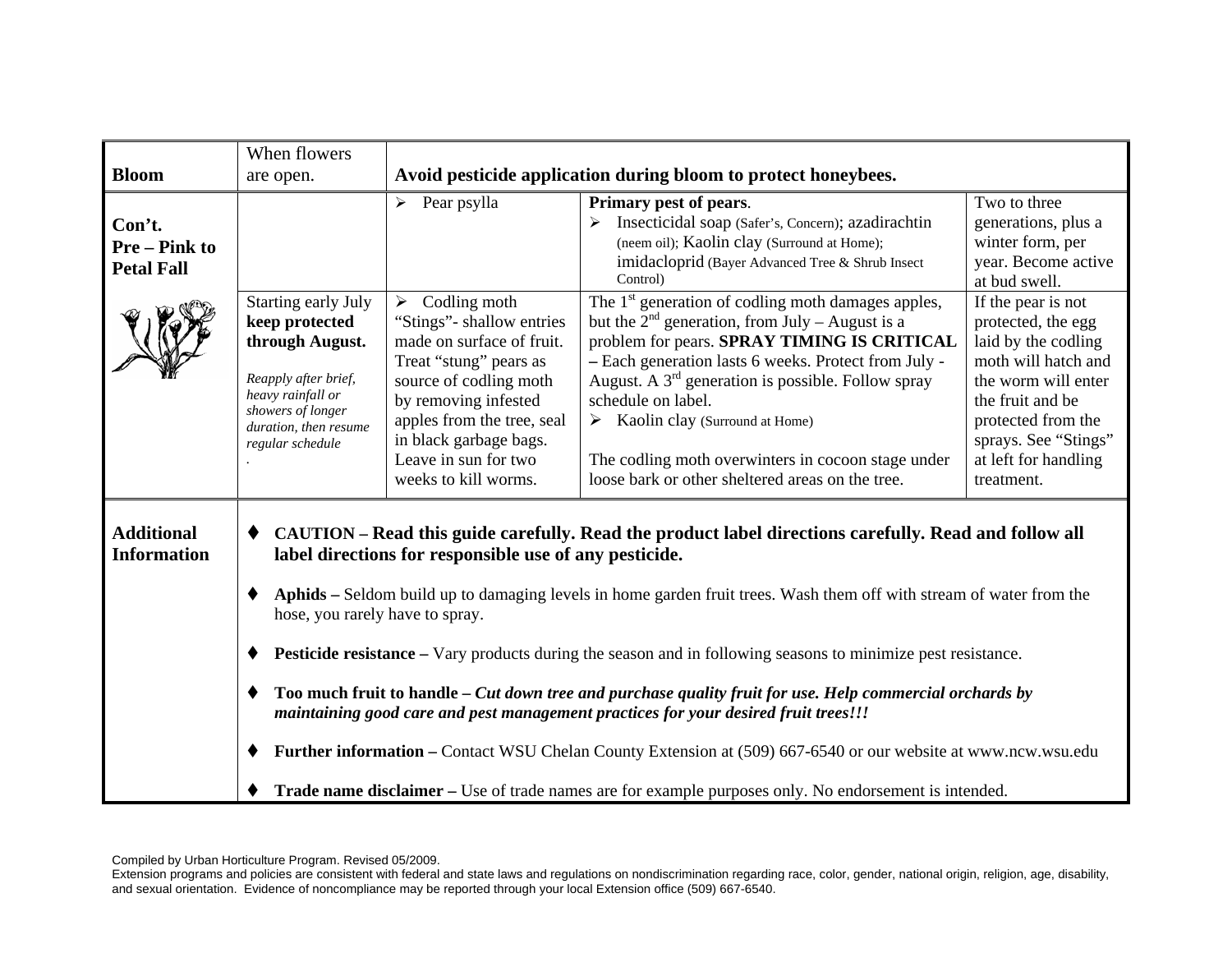| | | | | |
|---|---|---|---|---|
| **Bloom** | When flowers are open. | **Avoid pesticide application during bloom to protect honeybees.** | | |
| **Con't. Pre – Pink to Petal Fall** | | ➢ Pear psylla | **Primary pest of pears**. ➢ Insecticidal soap (Safer's, Concern); azadirachtin (neem oil); Kaolin clay (Surround at Home); imidacloprid (Bayer Advanced Tree & Shrub Insect Control) | Two to three generations, plus a winter form, per year. Become active at bud swell. |
| | Starting early July **keep protected through August.** *Reapply after brief, heavy rainfall or showers of longer duration, then resume regular schedule* . | ➢ Codling moth "Stings"- shallow entries made on surface of fruit. Treat "stung" pears as source of codling moth by removing infested apples from the tree, seal in black garbage bags. Leave in sun for two weeks to kill worms. | The 1st generation of codling moth damages apples, but the 2nd generation, from July – August is a problem for pears. **SPRAY TIMING IS CRITICAL –** Each generation lasts 6 weeks. Protect from July - August. A 3rd generation is possible. Follow spray schedule on label. ➢ Kaolin clay (Surround at Home) The codling moth overwinters in cocoon stage under loose bark or other sheltered areas on the tree. | If the pear is not protected, the egg laid by the codling moth will hatch and the worm will enter the fruit and be protected from the sprays. See "Stings" at left for handling treatment. |
| **Additional Information** | ♦ **CAUTION – Read this guide carefully. Read the product label directions carefully. Read and follow all label directions for responsible use of any pesticide.** ♦ **Aphids –** Seldom build up to damaging levels in home garden fruit trees. Wash them off with stream of water from the hose, you rarely have to spray. ♦ **Pesticide resistance –** Vary products during the season and in following seasons to minimize pest resistance. ♦ **Too much fruit to handle –** ***Cut down tree and purchase quality fruit for use. Help commercial orchards by maintaining good care and pest management practices for your desired fruit trees!!!*** ♦ **Further information –** Contact WSU Chelan County Extension at (509) 667-6540 or our website at www.ncw.wsu.edu ♦ **Trade name disclaimer –** Use of trade names are for example purposes only. No endorsement is intended. | | | |

Compiled by Urban Horticulture Program. Revised 05/2009.

Extension programs and policies are consistent with federal and state laws and regulations on nondiscrimination regarding race, color, gender, national origin, religion, age, disability, and sexual orientation. Evidence of noncompliance may be reported through your local Extension office (509) 667-6540.